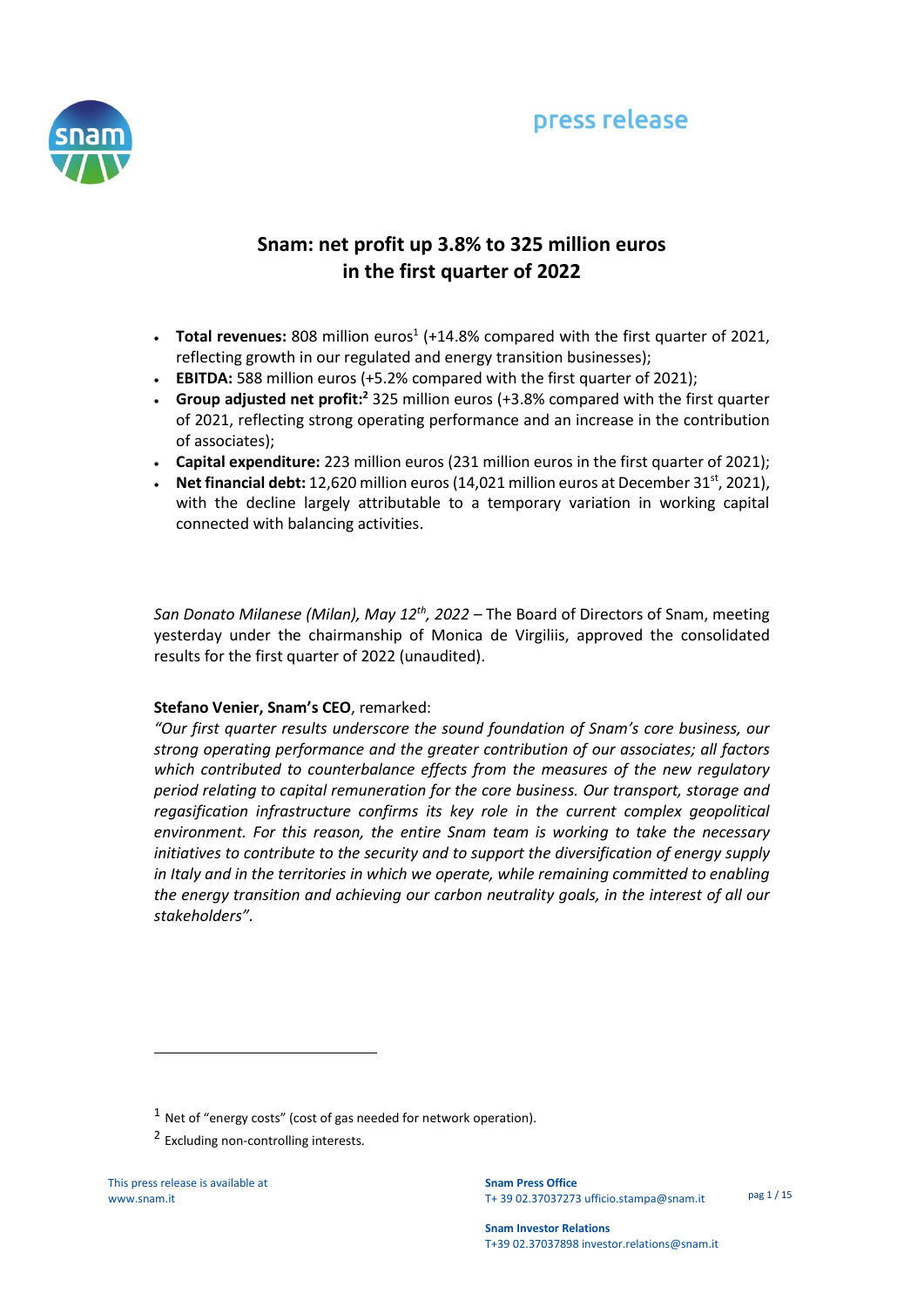# Snam: net profit up 3.8% to 325 million euros in the first quarter of 2022

- **Total revenues:** 808 million euros[1] (+14.8% compared with the first quarter of 2021, reflecting growth in our regulated and energy transition businesses);
- **EBITDA:** 588 million euros (+5.2% compared with the first quarter of 2021);
- **Group adjusted net profit:**[2] 325 million euros (+3.8% compared with the first quarter of 2021, reflecting strong operating performance and an increase in the contribution of associates);
- **Capital expenditure:** 223 million euros (231 million euros in the first quarter of 2021);
- **Net financial debt:** 12,620 million euros (14,021 million euros at December 31st, 2021), with the decline largely attributable to a temporary variation in working capital connected with balancing activities.

*San Donato Milanese (Milan), May 12th, 2022* – The Board of Directors of Snam, meeting yesterday under the chairmanship of Monica de Virgiliis, approved the consolidated results for the first quarter of 2022 (unaudited).

**Stefano Venier, Snam's CEO**, remarked:

*"Our first quarter results underscore the sound foundation of Snam's core business, our strong operating performance and the greater contribution of our associates; all factors which contributed to counterbalance effects from the measures of the new regulatory period relating to capital remuneration for the core business. Our transport, storage and regasification infrastructure confirms its key role in the current complex geopolitical environment. For this reason, the entire Snam team is working to take the necessary initiatives to contribute to the security and to support the diversification of energy supply in Italy and in the territories in which we operate, while remaining committed to enabling the energy transition and achieving our carbon neutrality goals, in the interest of all our stakeholders".*

[1] Net of "energy costs" (cost of gas needed for network operation).

[2] Excluding non-controlling interests.

This press release is available at www.snam.it

**Snam Press Office**
T+ 39 02.37037273 ufficio.stampa@snam.it

**Snam Investor Relations**
T+39 02.37037898 investor.relations@snam.it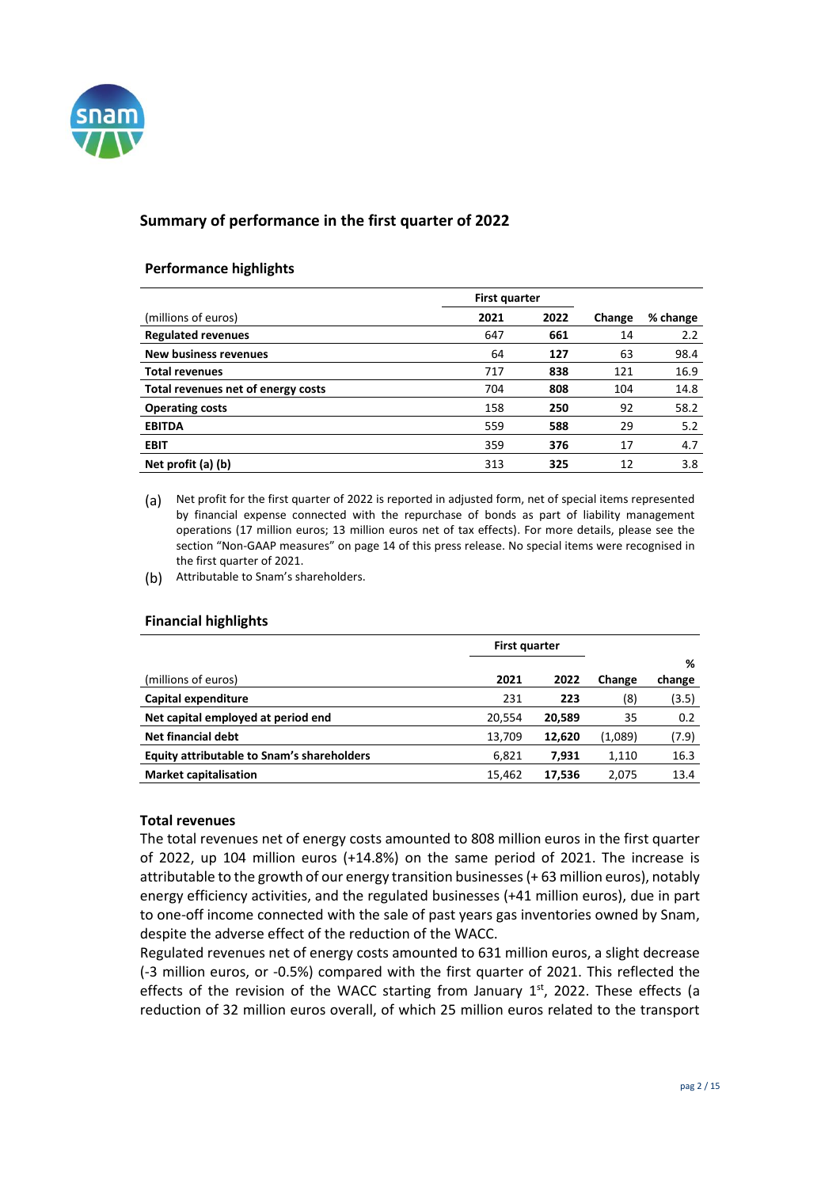## Summary of performance in the first quarter of 2022

### Performance highlights

| | First quarter | | | |
|---|---|---|---|---|
| (millions of euros) | 2021 | 2022 | Change | % change |
| **Regulated revenues** | 647 | **661** | 14 | 2.2 |
| **New business revenues** | 64 | **127** | 63 | 98.4 |
| **Total revenues** | 717 | **838** | 121 | 16.9 |
| **Total revenues net of energy costs** | 704 | **808** | 104 | 14.8 |
| **Operating costs** | 158 | **250** | 92 | 58.2 |
| **EBITDA** | 559 | **588** | 29 | 5.2 |
| **EBIT** | 359 | **376** | 17 | 4.7 |
| **Net profit (a) (b)** | 313 | **325** | 12 | 3.8 |

(a) Net profit for the first quarter of 2022 is reported in adjusted form, net of special items represented by financial expense connected with the repurchase of bonds as part of liability management operations (17 million euros; 13 million euros net of tax effects). For more details, please see the section "Non-GAAP measures" on page 14 of this press release. No special items were recognised in the first quarter of 2021.

(b) Attributable to Snam's shareholders.

### Financial highlights

| | First quarter | | | |
|---|---|---|---|---|
| (millions of euros) | 2021 | 2022 | Change | % change |
| **Capital expenditure** | 231 | **223** | (8) | (3.5) |
| **Net capital employed at period end** | 20,554 | **20,589** | 35 | 0.2 |
| **Net financial debt** | 13,709 | **12,620** | (1,089) | (7.9) |
| **Equity attributable to Snam's shareholders** | 6,821 | **7,931** | 1,110 | 16.3 |
| **Market capitalisation** | 15,462 | **17,536** | 2,075 | 13.4 |

### Total revenues

The total revenues net of energy costs amounted to 808 million euros in the first quarter of 2022, up 104 million euros (+14.8%) on the same period of 2021. The increase is attributable to the growth of our energy transition businesses (+ 63 million euros), notably energy efficiency activities, and the regulated businesses (+41 million euros), due in part to one-off income connected with the sale of past years gas inventories owned by Snam, despite the adverse effect of the reduction of the WACC.

Regulated revenues net of energy costs amounted to 631 million euros, a slight decrease (-3 million euros, or -0.5%) compared with the first quarter of 2021. This reflected the effects of the revision of the WACC starting from January 1st, 2022. These effects (a reduction of 32 million euros overall, of which 25 million euros related to the transport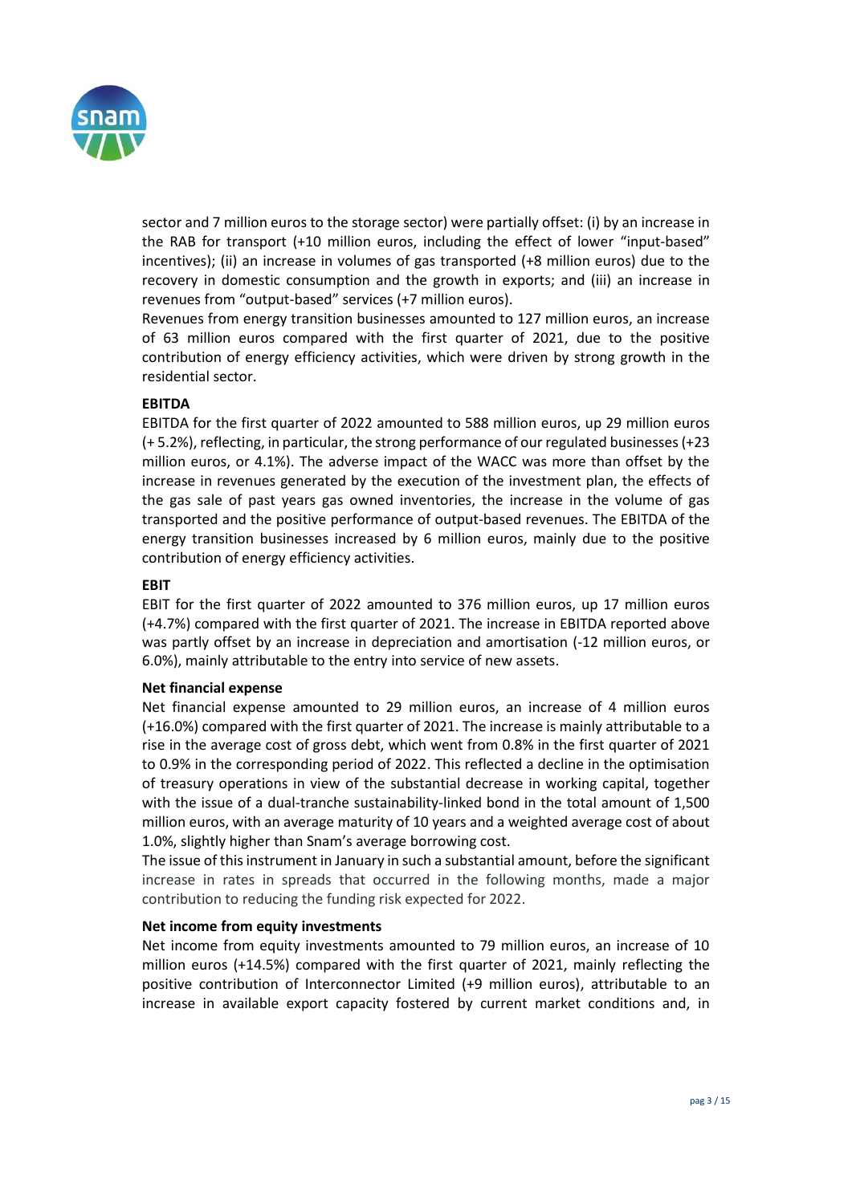sector and 7 million euros to the storage sector) were partially offset: (i) by an increase in the RAB for transport (+10 million euros, including the effect of lower "input-based" incentives); (ii) an increase in volumes of gas transported (+8 million euros) due to the recovery in domestic consumption and the growth in exports; and (iii) an increase in revenues from "output-based" services (+7 million euros).

Revenues from energy transition businesses amounted to 127 million euros, an increase of 63 million euros compared with the first quarter of 2021, due to the positive contribution of energy efficiency activities, which were driven by strong growth in the residential sector.

**EBITDA**

EBITDA for the first quarter of 2022 amounted to 588 million euros, up 29 million euros (+ 5.2%), reflecting, in particular, the strong performance of our regulated businesses (+23 million euros, or 4.1%). The adverse impact of the WACC was more than offset by the increase in revenues generated by the execution of the investment plan, the effects of the gas sale of past years gas owned inventories, the increase in the volume of gas transported and the positive performance of output-based revenues. The EBITDA of the energy transition businesses increased by 6 million euros, mainly due to the positive contribution of energy efficiency activities.

**EBIT**

EBIT for the first quarter of 2022 amounted to 376 million euros, up 17 million euros (+4.7%) compared with the first quarter of 2021. The increase in EBITDA reported above was partly offset by an increase in depreciation and amortisation (-12 million euros, or 6.0%), mainly attributable to the entry into service of new assets.

**Net financial expense**

Net financial expense amounted to 29 million euros, an increase of 4 million euros (+16.0%) compared with the first quarter of 2021. The increase is mainly attributable to a rise in the average cost of gross debt, which went from 0.8% in the first quarter of 2021 to 0.9% in the corresponding period of 2022. This reflected a decline in the optimisation of treasury operations in view of the substantial decrease in working capital, together with the issue of a dual-tranche sustainability-linked bond in the total amount of 1,500 million euros, with an average maturity of 10 years and a weighted average cost of about 1.0%, slightly higher than Snam's average borrowing cost.

The issue of this instrument in January in such a substantial amount, before the significant increase in rates in spreads that occurred in the following months, made a major contribution to reducing the funding risk expected for 2022.

**Net income from equity investments**

Net income from equity investments amounted to 79 million euros, an increase of 10 million euros (+14.5%) compared with the first quarter of 2021, mainly reflecting the positive contribution of Interconnector Limited (+9 million euros), attributable to an increase in available export capacity fostered by current market conditions and, in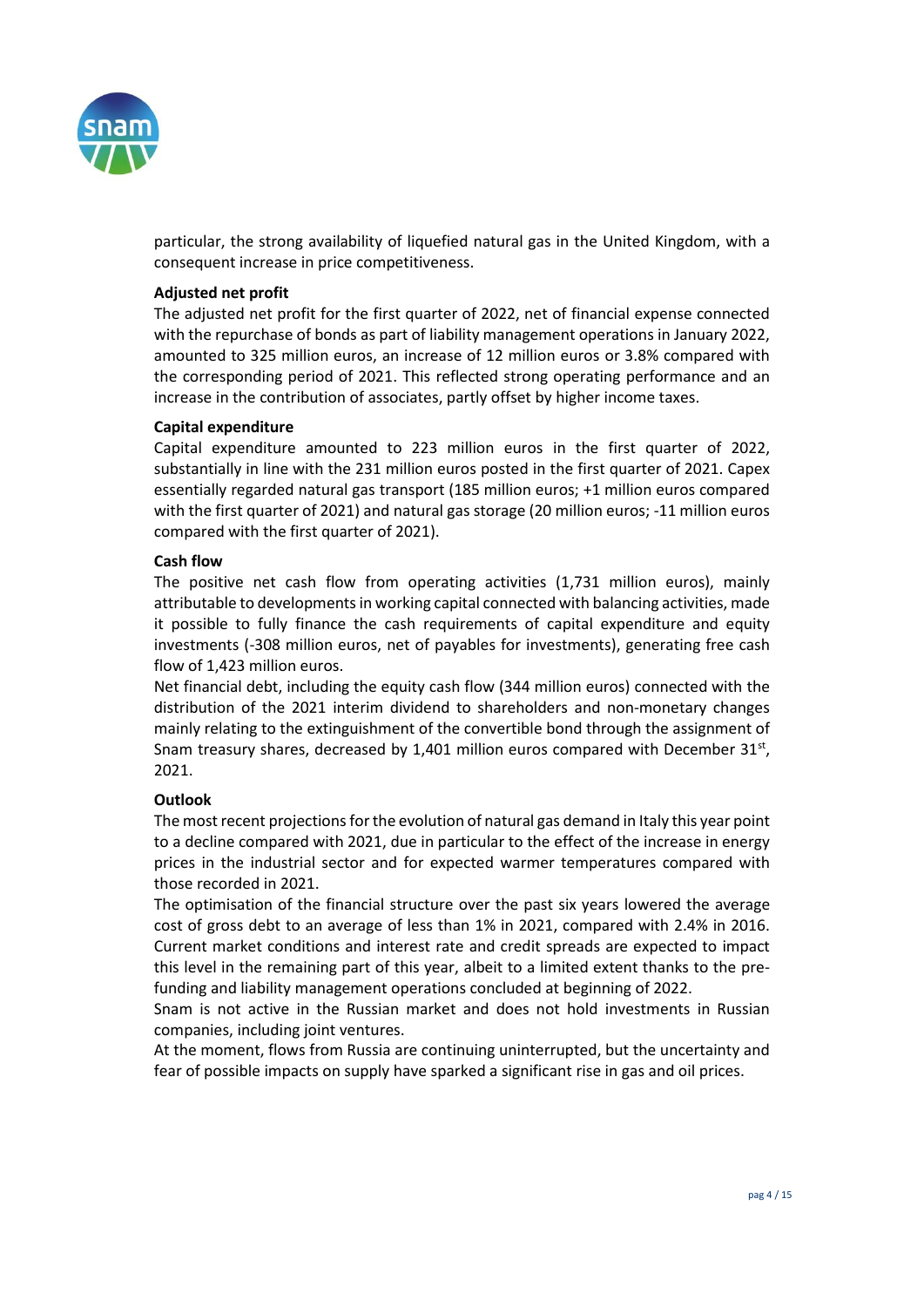particular, the strong availability of liquefied natural gas in the United Kingdom, with a consequent increase in price competitiveness.

**Adjusted net profit**

The adjusted net profit for the first quarter of 2022, net of financial expense connected with the repurchase of bonds as part of liability management operations in January 2022, amounted to 325 million euros, an increase of 12 million euros or 3.8% compared with the corresponding period of 2021. This reflected strong operating performance and an increase in the contribution of associates, partly offset by higher income taxes.

**Capital expenditure**

Capital expenditure amounted to 223 million euros in the first quarter of 2022, substantially in line with the 231 million euros posted in the first quarter of 2021. Capex essentially regarded natural gas transport (185 million euros; +1 million euros compared with the first quarter of 2021) and natural gas storage (20 million euros; -11 million euros compared with the first quarter of 2021).

**Cash flow**

The positive net cash flow from operating activities (1,731 million euros), mainly attributable to developments in working capital connected with balancing activities, made it possible to fully finance the cash requirements of capital expenditure and equity investments (-308 million euros, net of payables for investments), generating free cash flow of 1,423 million euros.

Net financial debt, including the equity cash flow (344 million euros) connected with the distribution of the 2021 interim dividend to shareholders and non-monetary changes mainly relating to the extinguishment of the convertible bond through the assignment of Snam treasury shares, decreased by 1,401 million euros compared with December 31st, 2021.

**Outlook**

The most recent projections for the evolution of natural gas demand in Italy this year point to a decline compared with 2021, due in particular to the effect of the increase in energy prices in the industrial sector and for expected warmer temperatures compared with those recorded in 2021.

The optimisation of the financial structure over the past six years lowered the average cost of gross debt to an average of less than 1% in 2021, compared with 2.4% in 2016. Current market conditions and interest rate and credit spreads are expected to impact this level in the remaining part of this year, albeit to a limited extent thanks to the pre-funding and liability management operations concluded at beginning of 2022.

Snam is not active in the Russian market and does not hold investments in Russian companies, including joint ventures.

At the moment, flows from Russia are continuing uninterrupted, but the uncertainty and fear of possible impacts on supply have sparked a significant rise in gas and oil prices.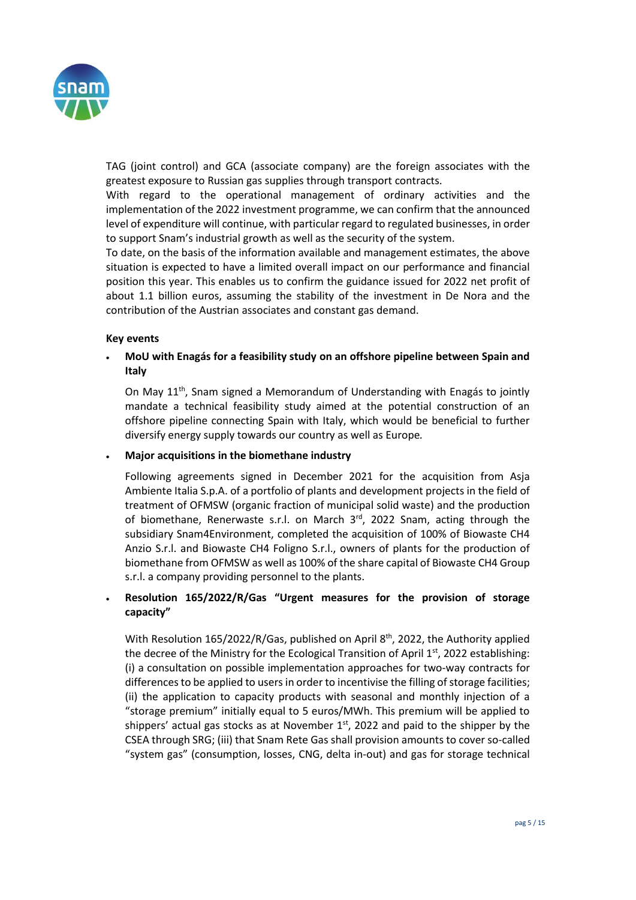TAG (joint control) and GCA (associate company) are the foreign associates with the greatest exposure to Russian gas supplies through transport contracts.

With regard to the operational management of ordinary activities and the implementation of the 2022 investment programme, we can confirm that the announced level of expenditure will continue, with particular regard to regulated businesses, in order to support Snam's industrial growth as well as the security of the system.

To date, on the basis of the information available and management estimates, the above situation is expected to have a limited overall impact on our performance and financial position this year. This enables us to confirm the guidance issued for 2022 net profit of about 1.1 billion euros, assuming the stability of the investment in De Nora and the contribution of the Austrian associates and constant gas demand.

**Key events**

- **MoU with Enagás for a feasibility study on an offshore pipeline between Spain and Italy**

  On May 11th, Snam signed a Memorandum of Understanding with Enagás to jointly mandate a technical feasibility study aimed at the potential construction of an offshore pipeline connecting Spain with Italy, which would be beneficial to further diversify energy supply towards our country as well as Europe.

- **Major acquisitions in the biomethane industry**

  Following agreements signed in December 2021 for the acquisition from Asja Ambiente Italia S.p.A. of a portfolio of plants and development projects in the field of treatment of OFMSW (organic fraction of municipal solid waste) and the production of biomethane, Renerwaste s.r.l. on March 3rd, 2022 Snam, acting through the subsidiary Snam4Environment, completed the acquisition of 100% of Biowaste CH4 Anzio S.r.l. and Biowaste CH4 Foligno S.r.l., owners of plants for the production of biomethane from OFMSW as well as 100% of the share capital of Biowaste CH4 Group s.r.l. a company providing personnel to the plants.

- **Resolution 165/2022/R/Gas "Urgent measures for the provision of storage capacity"**

  With Resolution 165/2022/R/Gas, published on April 8th, 2022, the Authority applied the decree of the Ministry for the Ecological Transition of April 1st, 2022 establishing: (i) a consultation on possible implementation approaches for two-way contracts for differences to be applied to users in order to incentivise the filling of storage facilities; (ii) the application to capacity products with seasonal and monthly injection of a "storage premium" initially equal to 5 euros/MWh. This premium will be applied to shippers' actual gas stocks as at November 1st, 2022 and paid to the shipper by the CSEA through SRG; (iii) that Snam Rete Gas shall provision amounts to cover so-called "system gas" (consumption, losses, CNG, delta in-out) and gas for storage technical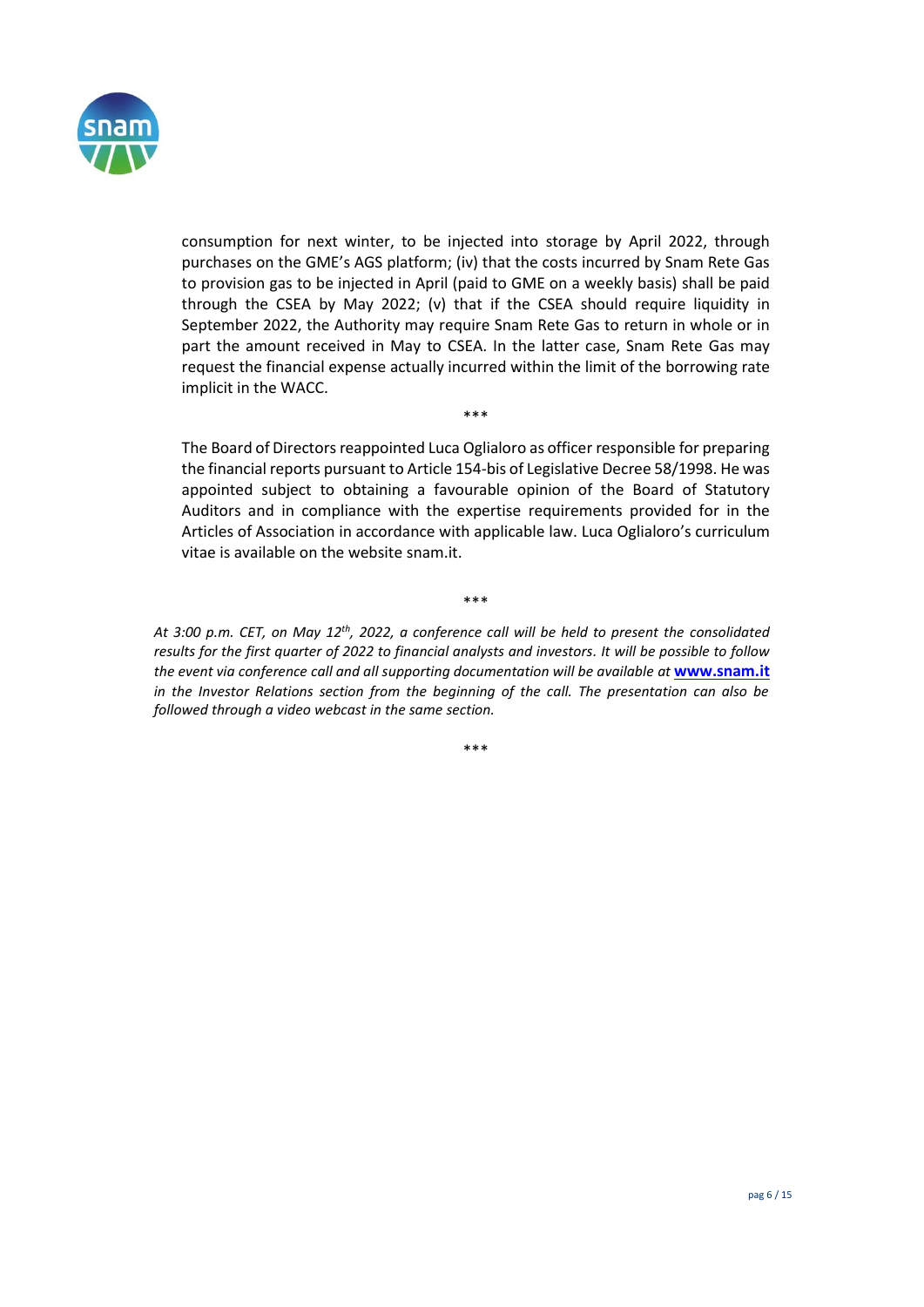consumption for next winter, to be injected into storage by April 2022, through purchases on the GME's AGS platform; (iv) that the costs incurred by Snam Rete Gas to provision gas to be injected in April (paid to GME on a weekly basis) shall be paid through the CSEA by May 2022; (v) that if the CSEA should require liquidity in September 2022, the Authority may require Snam Rete Gas to return in whole or in part the amount received in May to CSEA. In the latter case, Snam Rete Gas may request the financial expense actually incurred within the limit of the borrowing rate implicit in the WACC.

***

The Board of Directors reappointed Luca Oglialoro as officer responsible for preparing the financial reports pursuant to Article 154-bis of Legislative Decree 58/1998. He was appointed subject to obtaining a favourable opinion of the Board of Statutory Auditors and in compliance with the expertise requirements provided for in the Articles of Association in accordance with applicable law. Luca Oglialoro's curriculum vitae is available on the website snam.it.

***

*At 3:00 p.m. CET, on May 12th, 2022, a conference call will be held to present the consolidated results for the first quarter of 2022 to financial analysts and investors. It will be possible to follow the event via conference call and all supporting documentation will be available at* **[www.snam.it](http://www.snam.it)** *in the Investor Relations section from the beginning of the call. The presentation can also be followed through a video webcast in the same section.*

***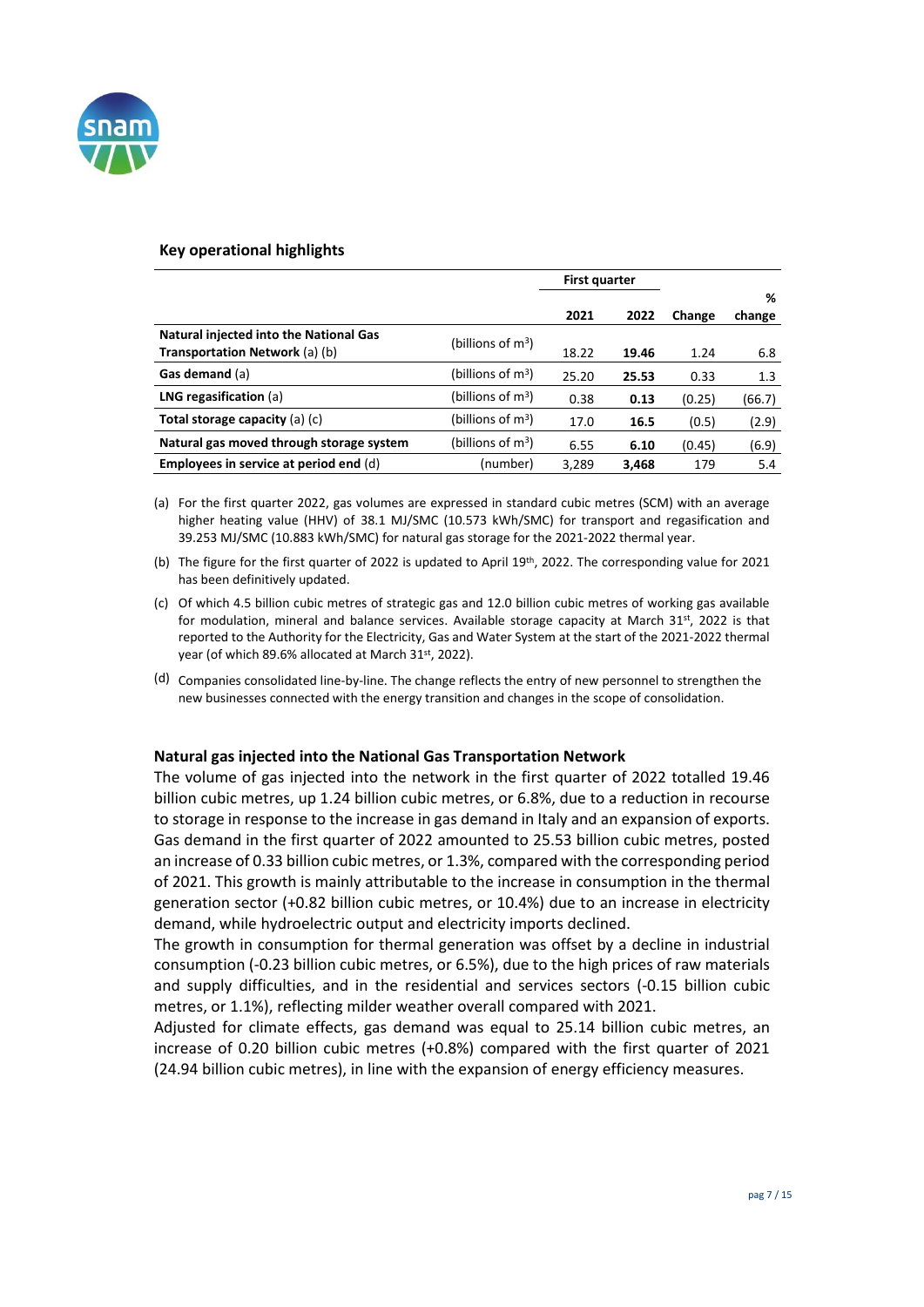### Key operational highlights

| | | First quarter | | | |
|---|---|---|---|---|---|
| | | 2021 | **2022** | Change | % change |
| **Natural injected into the National Gas Transportation Network** (a) (b) | (billions of m$^3$) | 18.22 | **19.46** | 1.24 | 6.8 |
| **Gas demand** (a) | (billions of m$^3$) | 25.20 | **25.53** | 0.33 | 1.3 |
| **LNG regasification** (a) | (billions of m$^3$) | 0.38 | **0.13** | (0.25) | (66.7) |
| **Total storage capacity** (a) (c) | (billions of m$^3$) | 17.0 | **16.5** | (0.5) | (2.9) |
| **Natural gas moved through storage system** | (billions of m$^3$) | 6.55 | **6.10** | (0.45) | (6.9) |
| **Employees in service at period end** (d) | (number) | 3,289 | **3,468** | 179 | 5.4 |

(a) For the first quarter 2022, gas volumes are expressed in standard cubic metres (SCM) with an average higher heating value (HHV) of 38.1 MJ/SMC (10.573 kWh/SMC) for transport and regasification and 39.253 MJ/SMC (10.883 kWh/SMC) for natural gas storage for the 2021-2022 thermal year.

(b) The figure for the first quarter of 2022 is updated to April 19th, 2022. The corresponding value for 2021 has been definitively updated.

(c) Of which 4.5 billion cubic metres of strategic gas and 12.0 billion cubic metres of working gas available for modulation, mineral and balance services. Available storage capacity at March 31st, 2022 is that reported to the Authority for the Electricity, Gas and Water System at the start of the 2021-2022 thermal year (of which 89.6% allocated at March 31st, 2022).

(d) Companies consolidated line-by-line. The change reflects the entry of new personnel to strengthen the new businesses connected with the energy transition and changes in the scope of consolidation.

### Natural gas injected into the National Gas Transportation Network

The volume of gas injected into the network in the first quarter of 2022 totalled 19.46 billion cubic metres, up 1.24 billion cubic metres, or 6.8%, due to a reduction in recourse to storage in response to the increase in gas demand in Italy and an expansion of exports.

Gas demand in the first quarter of 2022 amounted to 25.53 billion cubic metres, posted an increase of 0.33 billion cubic metres, or 1.3%, compared with the corresponding period of 2021. This growth is mainly attributable to the increase in consumption in the thermal generation sector (+0.82 billion cubic metres, or 10.4%) due to an increase in electricity demand, while hydroelectric output and electricity imports declined.

The growth in consumption for thermal generation was offset by a decline in industrial consumption (-0.23 billion cubic metres, or 6.5%), due to the high prices of raw materials and supply difficulties, and in the residential and services sectors (-0.15 billion cubic metres, or 1.1%), reflecting milder weather overall compared with 2021.

Adjusted for climate effects, gas demand was equal to 25.14 billion cubic metres, an increase of 0.20 billion cubic metres (+0.8%) compared with the first quarter of 2021 (24.94 billion cubic metres), in line with the expansion of energy efficiency measures.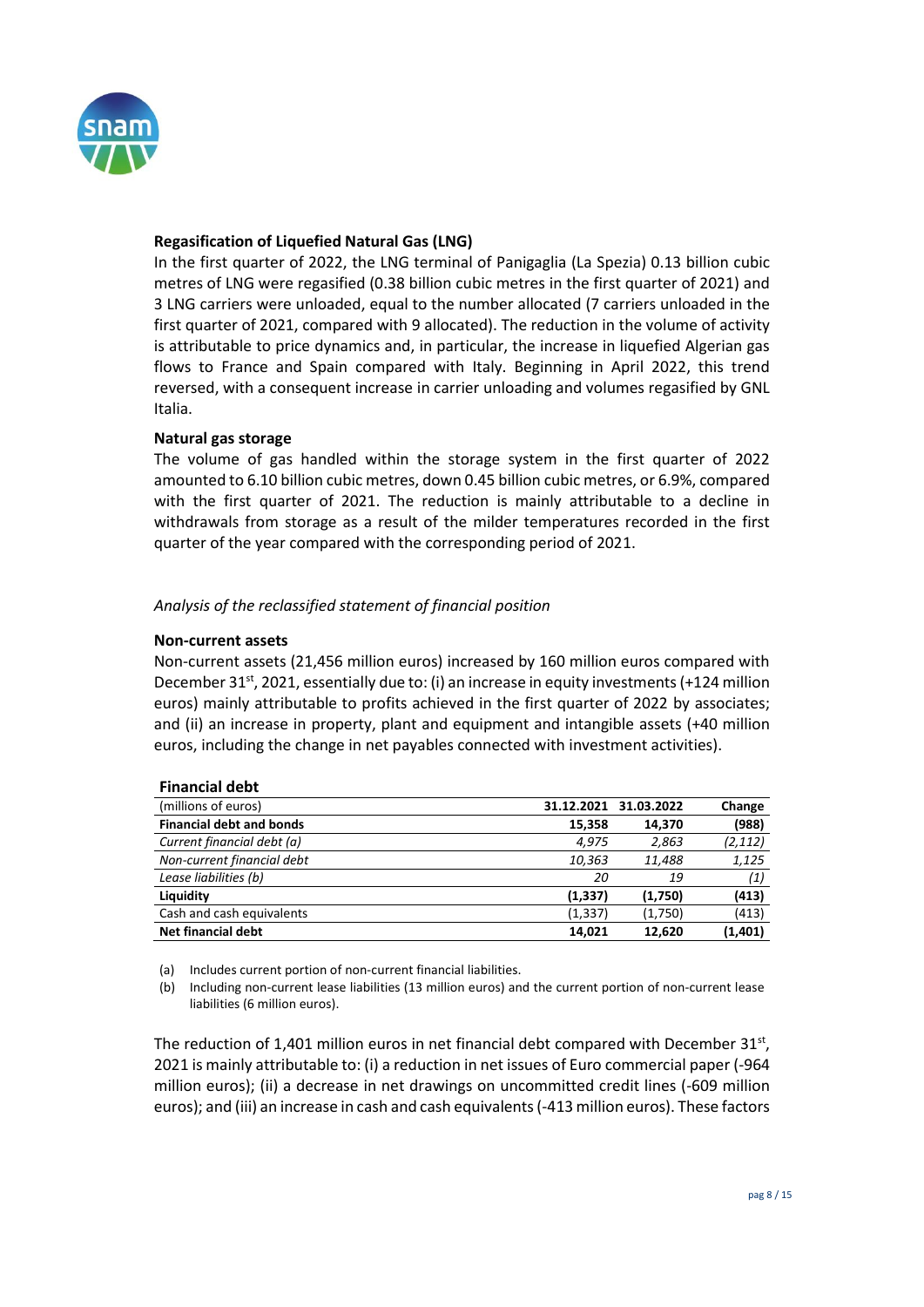**Regasification of Liquefied Natural Gas (LNG)**

In the first quarter of 2022, the LNG terminal of Panigaglia (La Spezia) 0.13 billion cubic metres of LNG were regasified (0.38 billion cubic metres in the first quarter of 2021) and 3 LNG carriers were unloaded, equal to the number allocated (7 carriers unloaded in the first quarter of 2021, compared with 9 allocated). The reduction in the volume of activity is attributable to price dynamics and, in particular, the increase in liquefied Algerian gas flows to France and Spain compared with Italy. Beginning in April 2022, this trend reversed, with a consequent increase in carrier unloading and volumes regasified by GNL Italia.

**Natural gas storage**

The volume of gas handled within the storage system in the first quarter of 2022 amounted to 6.10 billion cubic metres, down 0.45 billion cubic metres, or 6.9%, compared with the first quarter of 2021. The reduction is mainly attributable to a decline in withdrawals from storage as a result of the milder temperatures recorded in the first quarter of the year compared with the corresponding period of 2021.

*Analysis of the reclassified statement of financial position*

**Non-current assets**

Non-current assets (21,456 million euros) increased by 160 million euros compared with December 31st, 2021, essentially due to: (i) an increase in equity investments (+124 million euros) mainly attributable to profits achieved in the first quarter of 2022 by associates; and (ii) an increase in property, plant and equipment and intangible assets (+40 million euros, including the change in net payables connected with investment activities).

**Financial debt**

| (millions of euros) | 31.12.2021 | 31.03.2022 | Change |
|---|---|---|---|
| **Financial debt and bonds** | **15,358** | **14,370** | **(988)** |
| *Current financial debt (a)* | *4,975* | *2,863* | *(2,112)* |
| *Non-current financial debt* | *10,363* | *11,488* | *1,125* |
| *Lease liabilities (b)* | *20* | *19* | *(1)* |
| **Liquidity** | **(1,337)** | **(1,750)** | **(413)** |
| Cash and cash equivalents | (1,337) | (1,750) | (413) |
| **Net financial debt** | **14,021** | **12,620** | **(1,401)** |

(a) Includes current portion of non-current financial liabilities.

(b) Including non-current lease liabilities (13 million euros) and the current portion of non-current lease liabilities (6 million euros).

The reduction of 1,401 million euros in net financial debt compared with December 31st, 2021 is mainly attributable to: (i) a reduction in net issues of Euro commercial paper (-964 million euros); (ii) a decrease in net drawings on uncommitted credit lines (-609 million euros); and (iii) an increase in cash and cash equivalents (-413 million euros). These factors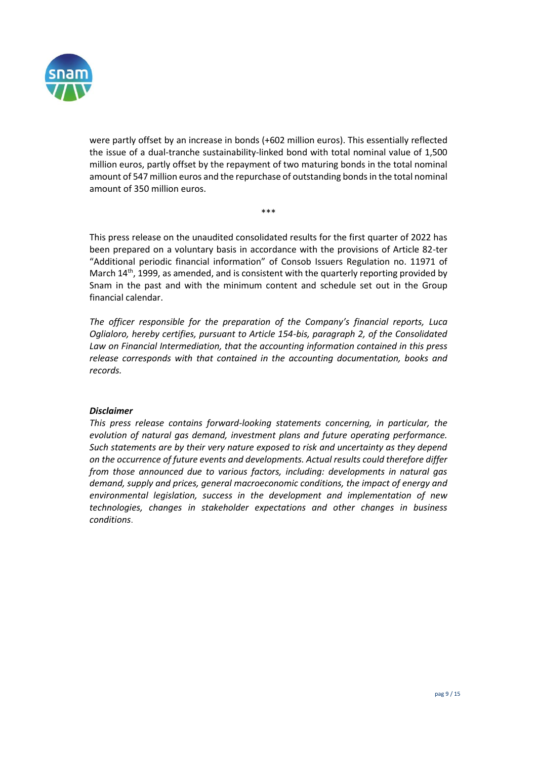were partly offset by an increase in bonds (+602 million euros). This essentially reflected the issue of a dual-tranche sustainability-linked bond with total nominal value of 1,500 million euros, partly offset by the repayment of two maturing bonds in the total nominal amount of 547 million euros and the repurchase of outstanding bonds in the total nominal amount of 350 million euros.

***

This press release on the unaudited consolidated results for the first quarter of 2022 has been prepared on a voluntary basis in accordance with the provisions of Article 82-ter "Additional periodic financial information" of Consob Issuers Regulation no. 11971 of March 14th, 1999, as amended, and is consistent with the quarterly reporting provided by Snam in the past and with the minimum content and schedule set out in the Group financial calendar.

*The officer responsible for the preparation of the Company's financial reports, Luca Oglialoro, hereby certifies, pursuant to Article 154-bis, paragraph 2, of the Consolidated Law on Financial Intermediation, that the accounting information contained in this press release corresponds with that contained in the accounting documentation, books and records.*

***Disclaimer***

*This press release contains forward-looking statements concerning, in particular, the evolution of natural gas demand, investment plans and future operating performance. Such statements are by their very nature exposed to risk and uncertainty as they depend on the occurrence of future events and developments. Actual results could therefore differ from those announced due to various factors, including: developments in natural gas demand, supply and prices, general macroeconomic conditions, the impact of energy and environmental legislation, success in the development and implementation of new technologies, changes in stakeholder expectations and other changes in business conditions.*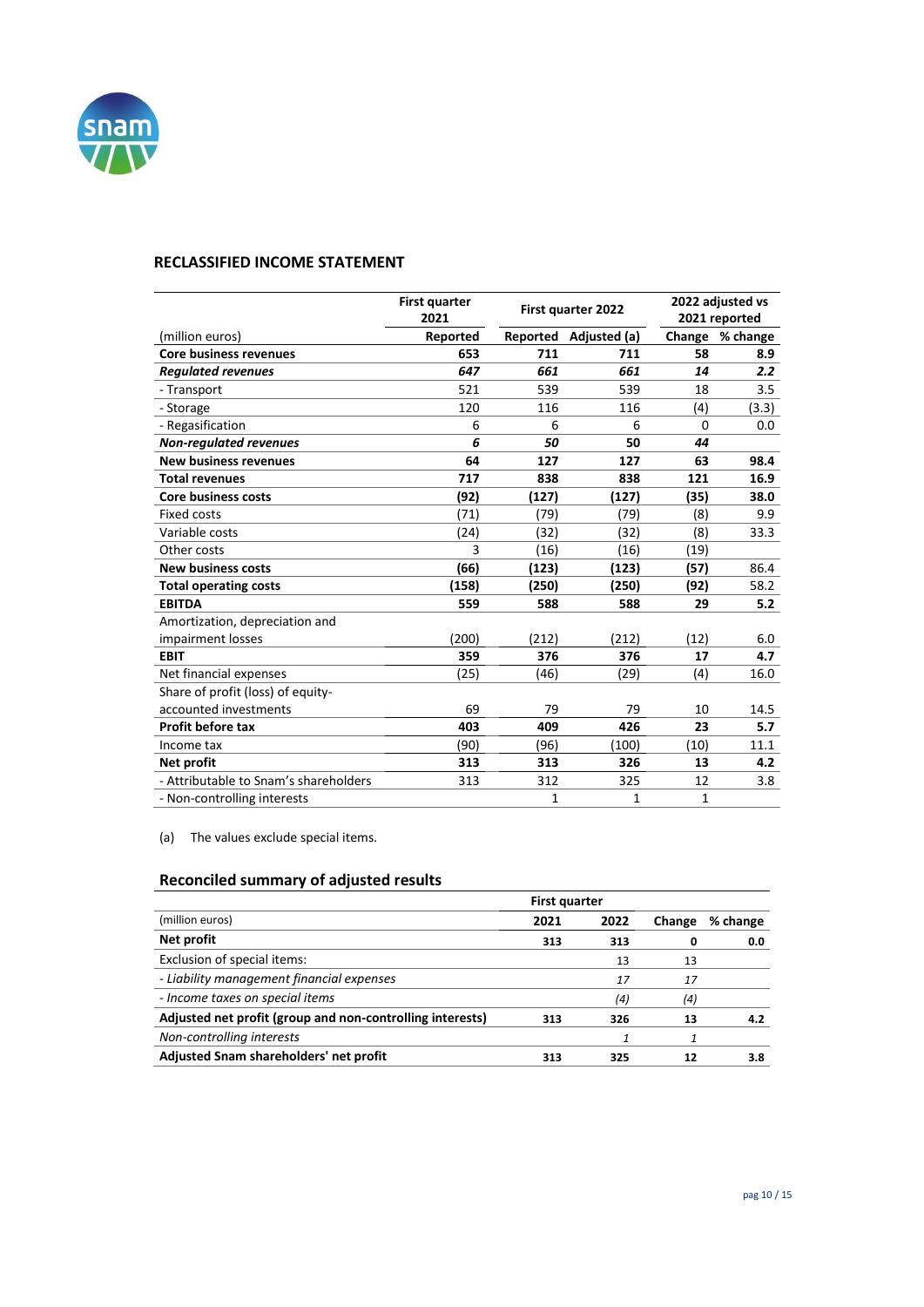## RECLASSIFIED INCOME STATEMENT

| | First quarter 2021 | First quarter 2022 | | 2022 adjusted vs 2021 reported | |
|---|---|---|---|---|---|
| (million euros) | Reported | Reported | Adjusted (a) | Change | % change |
| **Core business revenues** | **653** | **711** | **711** | **58** | **8.9** |
| ***Regulated revenues*** | ***647*** | ***661*** | ***661*** | ***14*** | ***2.2*** |
| - Transport | 521 | 539 | 539 | 18 | 3.5 |
| - Storage | 120 | 116 | 116 | (4) | (3.3) |
| - Regasification | 6 | 6 | 6 | 0 | 0.0 |
| ***Non-regulated revenues*** | ***6*** | ***50*** | ***50*** | ***44*** | |
| **New business revenues** | **64** | **127** | **127** | **63** | **98.4** |
| **Total revenues** | **717** | **838** | **838** | **121** | **16.9** |
| **Core business costs** | **(92)** | **(127)** | **(127)** | **(35)** | **38.0** |
| Fixed costs | (71) | (79) | (79) | (8) | 9.9 |
| Variable costs | (24) | (32) | (32) | (8) | 33.3 |
| Other costs | 3 | (16) | (16) | (19) | |
| **New business costs** | **(66)** | **(123)** | **(123)** | **(57)** | 86.4 |
| **Total operating costs** | **(158)** | **(250)** | **(250)** | **(92)** | 58.2 |
| **EBITDA** | **559** | **588** | **588** | **29** | **5.2** |
| Amortization, depreciation and impairment losses | (200) | (212) | (212) | (12) | 6.0 |
| **EBIT** | **359** | **376** | **376** | **17** | **4.7** |
| Net financial expenses | (25) | (46) | (29) | (4) | 16.0 |
| Share of profit (loss) of equity-accounted investments | 69 | 79 | 79 | 10 | 14.5 |
| **Profit before tax** | **403** | **409** | **426** | **23** | **5.7** |
| Income tax | (90) | (96) | (100) | (10) | 11.1 |
| **Net profit** | **313** | **313** | **326** | **13** | **4.2** |
| - Attributable to Snam's shareholders | 313 | 312 | 325 | 12 | 3.8 |
| - Non-controlling interests | | 1 | 1 | 1 | |

(a) The values exclude special items.

## Reconciled summary of adjusted results

| | First quarter | | | |
|---|---|---|---|---|
| (million euros) | 2021 | 2022 | Change | % change |
| **Net profit** | **313** | **313** | **0** | **0.0** |
| Exclusion of special items: | | 13 | 13 | |
| *- Liability management financial expenses* | | *17* | *17* | |
| *- Income taxes on special items* | | *(4)* | *(4)* | |
| **Adjusted net profit (group and non-controlling interests)** | **313** | **326** | **13** | **4.2** |
| *Non-controlling interests* | | *1* | *1* | |
| **Adjusted Snam shareholders' net profit** | **313** | **325** | **12** | **3.8** |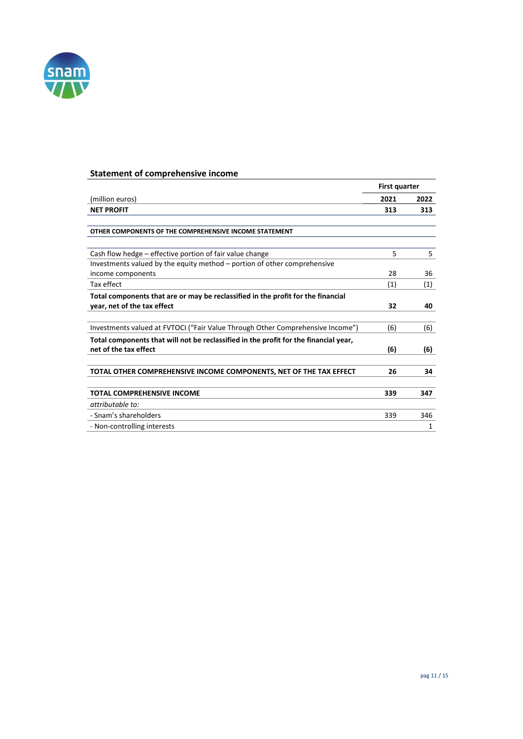## Statement of comprehensive income

| | First quarter | |
|---|---|---|
| (million euros) | 2021 | 2022 |
| **NET PROFIT** | **313** | **313** |
| **OTHER COMPONENTS OF THE COMPREHENSIVE INCOME STATEMENT** | | |
| Cash flow hedge – effective portion of fair value change | 5 | 5 |
| Investments valued by the equity method – portion of other comprehensive income components | 28 | 36 |
| Tax effect | (1) | (1) |
| **Total components that are or may be reclassified in the profit for the financial year, net of the tax effect** | **32** | **40** |
| Investments valued at FVTOCI (“Fair Value Through Other Comprehensive Income”) | (6) | (6) |
| **Total components that will not be reclassified in the profit for the financial year, net of the tax effect** | **(6)** | **(6)** |
| **TOTAL OTHER COMPREHENSIVE INCOME COMPONENTS, NET OF THE TAX EFFECT** | **26** | **34** |
| **TOTAL COMPREHENSIVE INCOME** | **339** | **347** |
| *attributable to:* | | |
| - Snam’s shareholders | 339 | 346 |
| - Non-controlling interests | | 1 |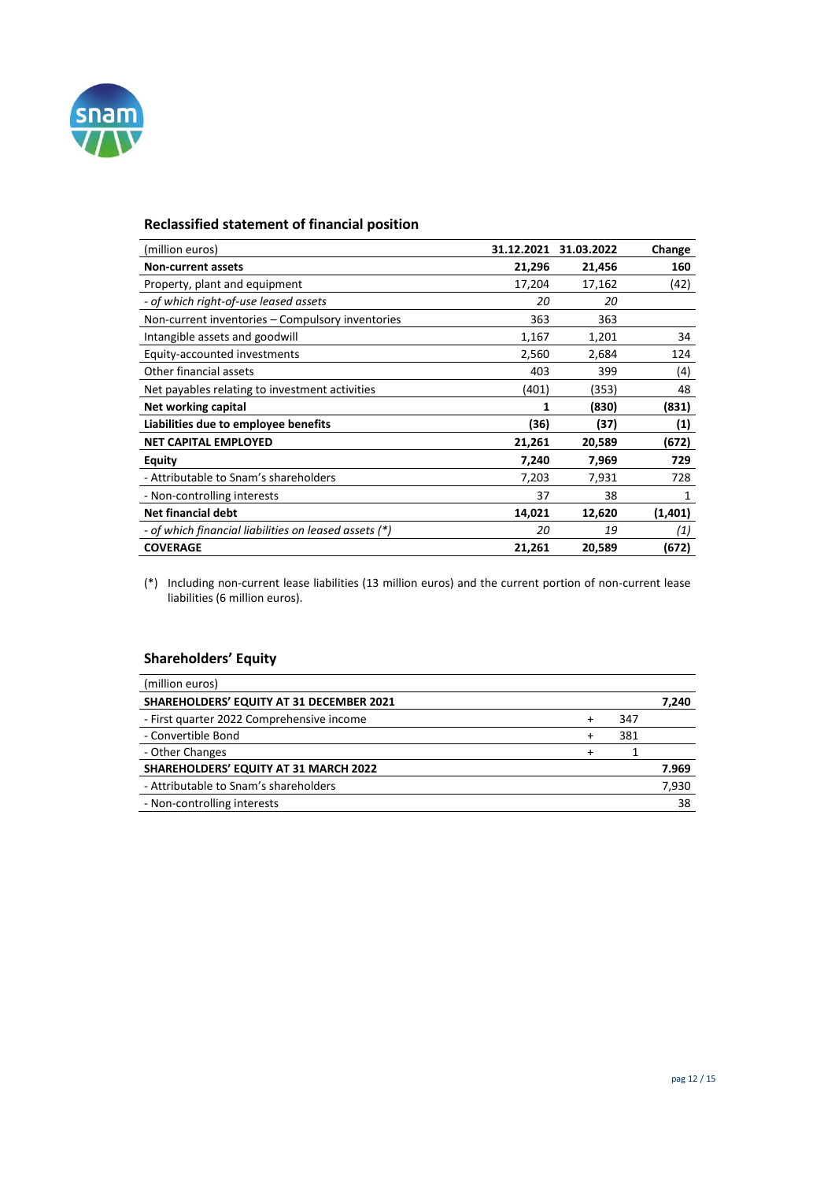## Reclassified statement of financial position

| (million euros) | 31.12.2021 | 31.03.2022 | Change |
|---|---|---|---|
| **Non-current assets** | **21,296** | **21,456** | **160** |
| Property, plant and equipment | 17,204 | 17,162 | (42) |
| *- of which right-of-use leased assets* | *20* | *20* | |
| Non-current inventories – Compulsory inventories | 363 | 363 | |
| Intangible assets and goodwill | 1,167 | 1,201 | 34 |
| Equity-accounted investments | 2,560 | 2,684 | 124 |
| Other financial assets | 403 | 399 | (4) |
| Net payables relating to investment activities | (401) | (353) | 48 |
| **Net working capital** | **1** | **(830)** | **(831)** |
| **Liabilities due to employee benefits** | **(36)** | **(37)** | **(1)** |
| **NET CAPITAL EMPLOYED** | **21,261** | **20,589** | **(672)** |
| **Equity** | **7,240** | **7,969** | **729** |
| - Attributable to Snam's shareholders | 7,203 | 7,931 | 728 |
| - Non-controlling interests | 37 | 38 | 1 |
| **Net financial debt** | **14,021** | **12,620** | **(1,401)** |
| *- of which financial liabilities on leased assets (\*)* | *20* | *19* | *(1)* |
| **COVERAGE** | **21,261** | **20,589** | **(672)** |

(*) Including non-current lease liabilities (13 million euros) and the current portion of non-current lease liabilities (6 million euros).

## Shareholders' Equity

| (million euros) | | | |
|---|---|---|---|
| **SHAREHOLDERS' EQUITY AT 31 DECEMBER 2021** | | | **7,240** |
| - First quarter 2022 Comprehensive income | + | 347 | |
| - Convertible Bond | + | 381 | |
| - Other Changes | + | 1 | |
| **SHAREHOLDERS' EQUITY AT 31 MARCH 2022** | | | **7.969** |
| - Attributable to Snam's shareholders | | | 7,930 |
| - Non-controlling interests | | | 38 |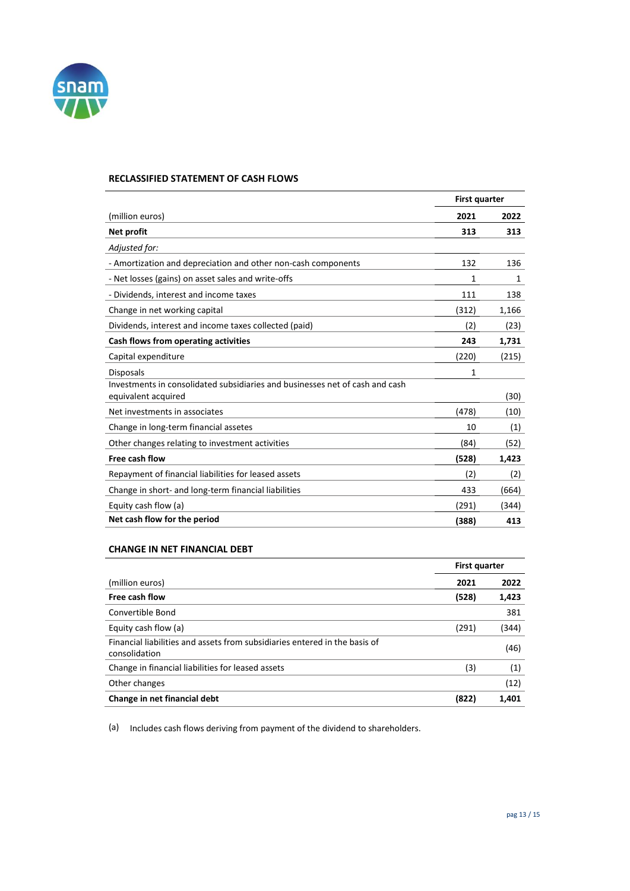## RECLASSIFIED STATEMENT OF CASH FLOWS

| | First quarter | |
|---|---|---|
| (million euros) | **2021** | **2022** |
| **Net profit** | **313** | **313** |
| *Adjusted for:* | | |
| - Amortization and depreciation and other non-cash components | 132 | 136 |
| - Net losses (gains) on asset sales and write-offs | 1 | 1 |
| - Dividends, interest and income taxes | 111 | 138 |
| Change in net working capital | (312) | 1,166 |
| Dividends, interest and income taxes collected (paid) | (2) | (23) |
| **Cash flows from operating activities** | **243** | **1,731** |
| Capital expenditure | (220) | (215) |
| Disposals | 1 | |
| Investments in consolidated subsidiaries and businesses net of cash and cash equivalent acquired | | (30) |
| Net investments in associates | (478) | (10) |
| Change in long-term financial assetes | 10 | (1) |
| Other changes relating to investment activities | (84) | (52) |
| **Free cash flow** | **(528)** | **1,423** |
| Repayment of financial liabilities for leased assets | (2) | (2) |
| Change in short- and long-term financial liabilities | 433 | (664) |
| Equity cash flow (a) | (291) | (344) |
| **Net cash flow for the period** | **(388)** | **413** |

## CHANGE IN NET FINANCIAL DEBT

| | First quarter | |
|---|---|---|
| (million euros) | **2021** | **2022** |
| **Free cash flow** | **(528)** | **1,423** |
| Convertible Bond | | 381 |
| Equity cash flow (a) | (291) | (344) |
| Financial liabilities and assets from subsidiaries entered in the basis of consolidation | | (46) |
| Change in financial liabilities for leased assets | (3) | (1) |
| Other changes | | (12) |
| **Change in net financial debt** | **(822)** | **1,401** |

(a) Includes cash flows deriving from payment of the dividend to shareholders.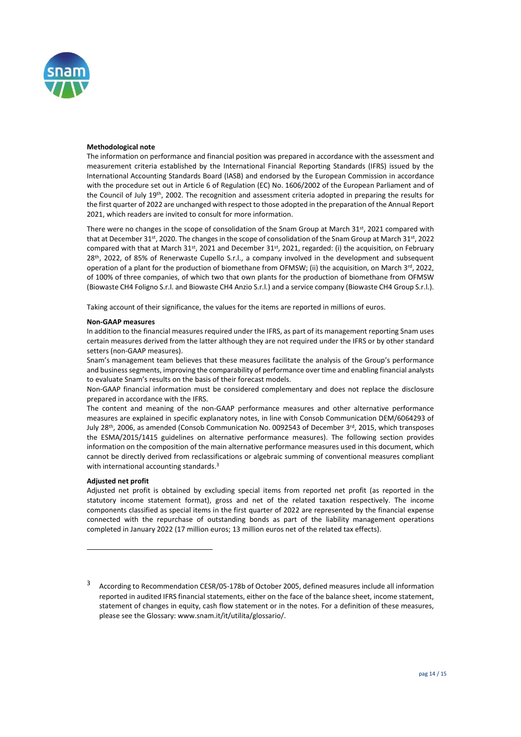**Methodological note**

The information on performance and financial position was prepared in accordance with the assessment and measurement criteria established by the International Financial Reporting Standards (IFRS) issued by the International Accounting Standards Board (IASB) and endorsed by the European Commission in accordance with the procedure set out in Article 6 of Regulation (EC) No. 1606/2002 of the European Parliament and of the Council of July 19th, 2002. The recognition and assessment criteria adopted in preparing the results for the first quarter of 2022 are unchanged with respect to those adopted in the preparation of the Annual Report 2021, which readers are invited to consult for more information.

There were no changes in the scope of consolidation of the Snam Group at March 31st, 2021 compared with that at December 31st, 2020. The changes in the scope of consolidation of the Snam Group at March 31st, 2022 compared with that at March 31st, 2021 and December 31st, 2021, regarded: (i) the acquisition, on February 28th, 2022, of 85% of Renerwaste Cupello S.r.l., a company involved in the development and subsequent operation of a plant for the production of biomethane from OFMSW; (ii) the acquisition, on March 3rd, 2022, of 100% of three companies, of which two that own plants for the production of biomethane from OFMSW (Biowaste CH4 Foligno S.r.l. and Biowaste CH4 Anzio S.r.l.) and a service company (Biowaste CH4 Group S.r.l.).

Taking account of their significance, the values for the items are reported in millions of euros.

**Non-GAAP measures**

In addition to the financial measures required under the IFRS, as part of its management reporting Snam uses certain measures derived from the latter although they are not required under the IFRS or by other standard setters (non-GAAP measures).

Snam's management team believes that these measures facilitate the analysis of the Group's performance and business segments, improving the comparability of performance over time and enabling financial analysts to evaluate Snam's results on the basis of their forecast models.

Non-GAAP financial information must be considered complementary and does not replace the disclosure prepared in accordance with the IFRS.

The content and meaning of the non-GAAP performance measures and other alternative performance measures are explained in specific explanatory notes, in line with Consob Communication DEM/6064293 of July 28th, 2006, as amended (Consob Communication No. 0092543 of December 3rd, 2015, which transposes the ESMA/2015/1415 guidelines on alternative performance measures). The following section provides information on the composition of the main alternative performance measures used in this document, which cannot be directly derived from reclassifications or algebraic summing of conventional measures compliant with international accounting standards.[3]

**Adjusted net profit**

Adjusted net profit is obtained by excluding special items from reported net profit (as reported in the statutory income statement format), gross and net of the related taxation respectively. The income components classified as special items in the first quarter of 2022 are represented by the financial expense connected with the repurchase of outstanding bonds as part of the liability management operations completed in January 2022 (17 million euros; 13 million euros net of the related tax effects).

---

[3] According to Recommendation CESR/05-178b of October 2005, defined measures include all information reported in audited IFRS financial statements, either on the face of the balance sheet, income statement, statement of changes in equity, cash flow statement or in the notes. For a definition of these measures, please see the Glossary: www.snam.it/it/utilita/glossario/.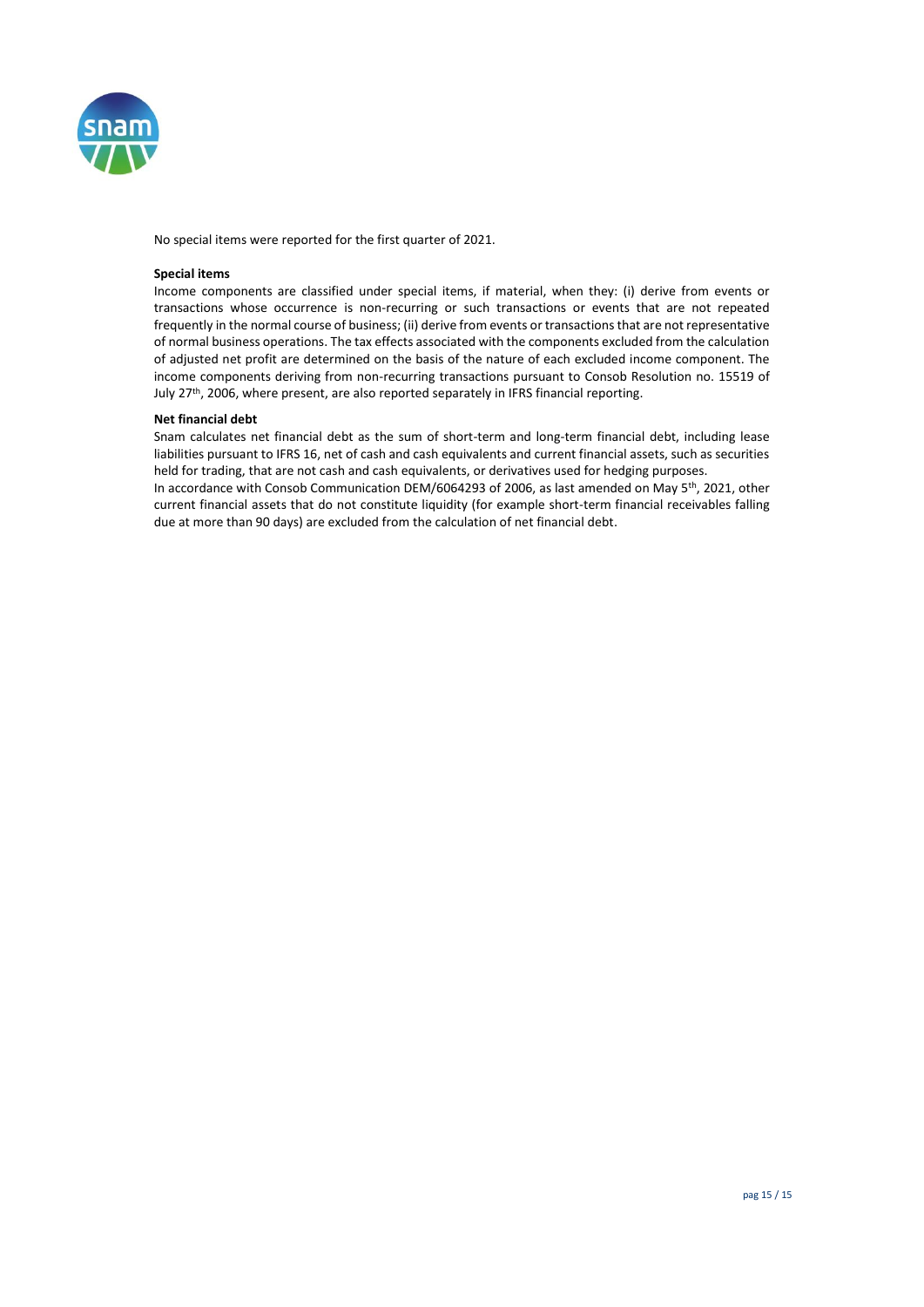No special items were reported for the first quarter of 2021.

**Special items**

Income components are classified under special items, if material, when they: (i) derive from events or transactions whose occurrence is non-recurring or such transactions or events that are not repeated frequently in the normal course of business; (ii) derive from events or transactions that are not representative of normal business operations. The tax effects associated with the components excluded from the calculation of adjusted net profit are determined on the basis of the nature of each excluded income component. The income components deriving from non-recurring transactions pursuant to Consob Resolution no. 15519 of July 27th, 2006, where present, are also reported separately in IFRS financial reporting.

**Net financial debt**

Snam calculates net financial debt as the sum of short-term and long-term financial debt, including lease liabilities pursuant to IFRS 16, net of cash and cash equivalents and current financial assets, such as securities held for trading, that are not cash and cash equivalents, or derivatives used for hedging purposes.

In accordance with Consob Communication DEM/6064293 of 2006, as last amended on May 5th, 2021, other current financial assets that do not constitute liquidity (for example short-term financial receivables falling due at more than 90 days) are excluded from the calculation of net financial debt.